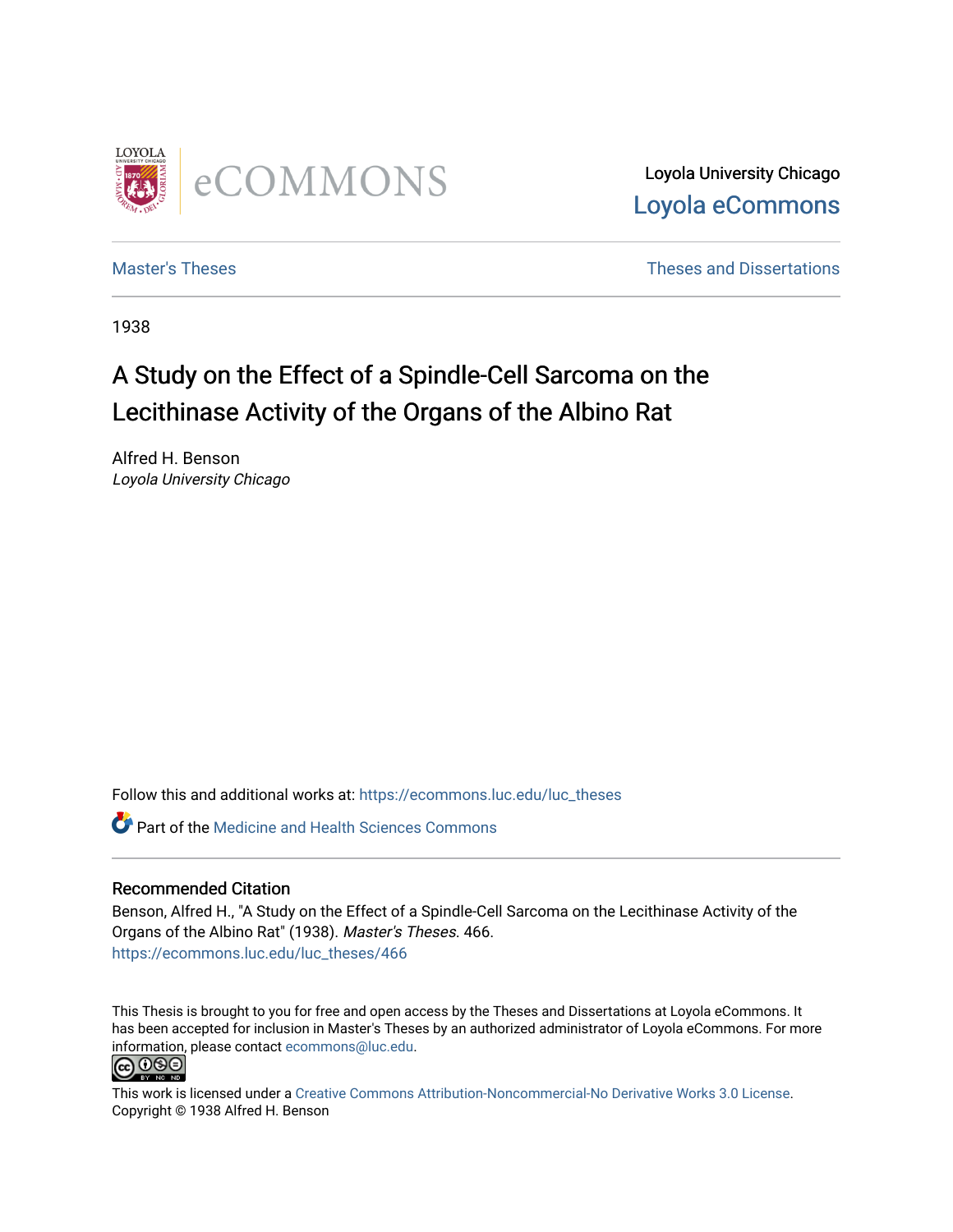Loyola University Chicago

Loyola eCommons

Master's Theses

Theses and Dissertations

1938

# A Study on the Effect of a Spindle-Cell Sarcoma on the Lecithinase Activity of the Organs of the Albino Rat

Alfred H. Benson

*Loyola University Chicago*

Follow this and additional works at: https://ecommons.luc.edu/luc_theses

Part of the Medicine and Health Sciences Commons

## Recommended Citation

Benson, Alfred H., "A Study on the Effect of a Spindle-Cell Sarcoma on the Lecithinase Activity of the Organs of the Albino Rat" (1938). *Master's Theses*. 466.
https://ecommons.luc.edu/luc_theses/466

This Thesis is brought to you for free and open access by the Theses and Dissertations at Loyola eCommons. It has been accepted for inclusion in Master's Theses by an authorized administrator of Loyola eCommons. For more information, please contact ecommons@luc.edu.

This work is licensed under a Creative Commons Attribution-Noncommercial-No Derivative Works 3.0 License.
Copyright © 1938 Alfred H. Benson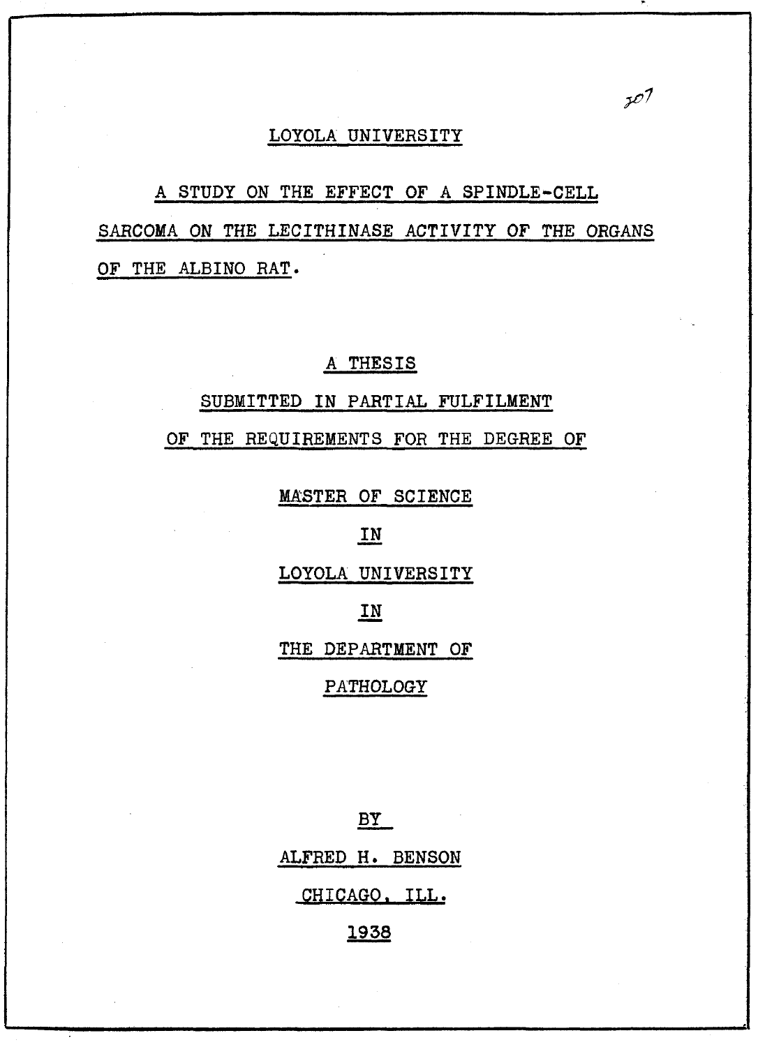LOYOLA UNIVERSITY

# A STUDY ON THE EFFECT OF A SPINDLE-CELL SARCOMA ON THE LECITHINASE ACTIVITY OF THE ORGANS OF THE ALBINO RAT.

A THESIS

SUBMITTED IN PARTIAL FULFILMENT

OF THE REQUIREMENTS FOR THE DEGREE OF

MASTER OF SCIENCE

IN

LOYOLA UNIVERSITY

IN

THE DEPARTMENT OF

PATHOLOGY

BY

ALFRED H. BENSON

CHICAGO, ILL.

1938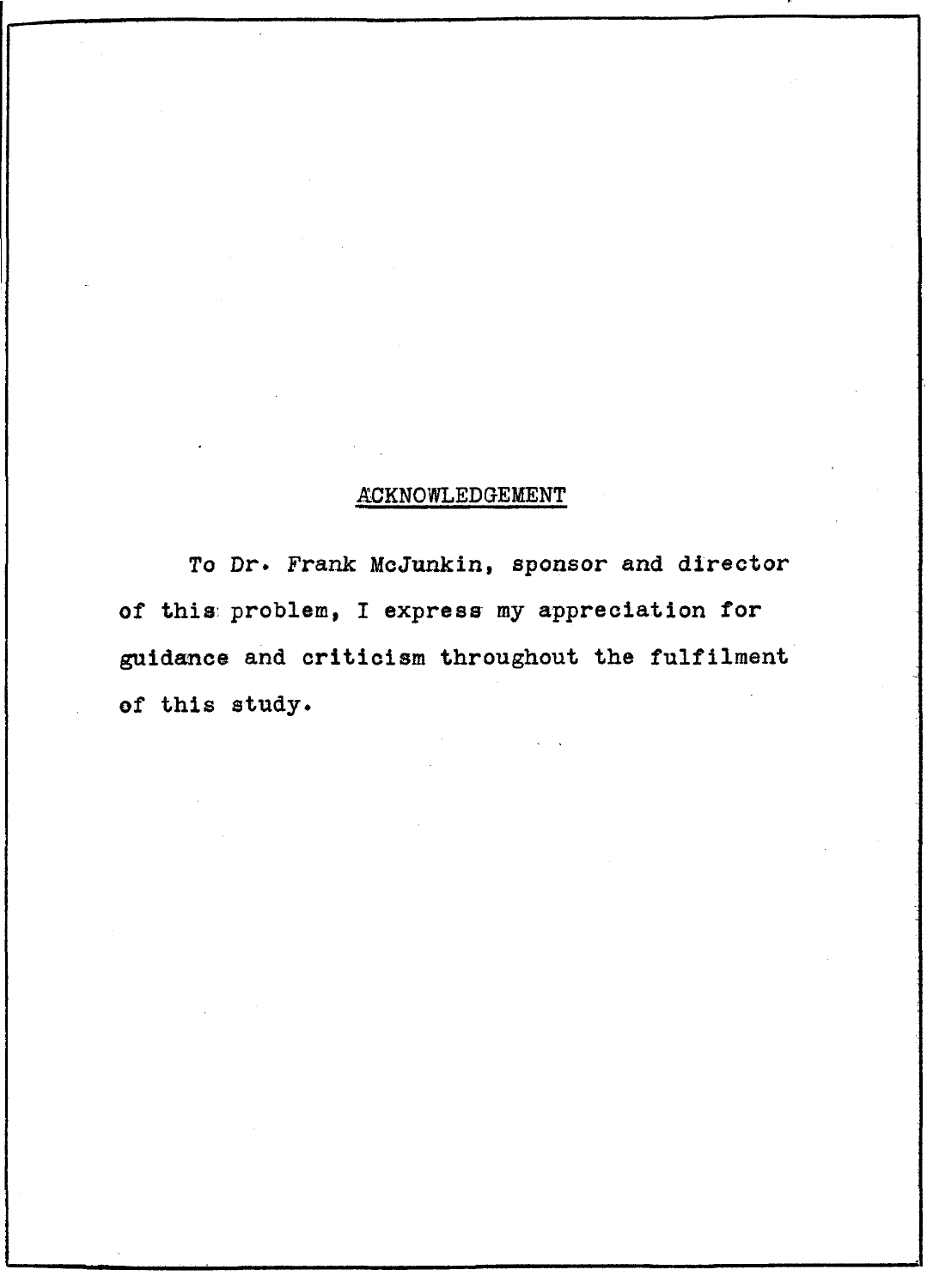# ACKNOWLEDGEMENT

To Dr. Frank McJunkin, sponsor and director of this problem, I express my appreciation for guidance and criticism throughout the fulfilment of this study.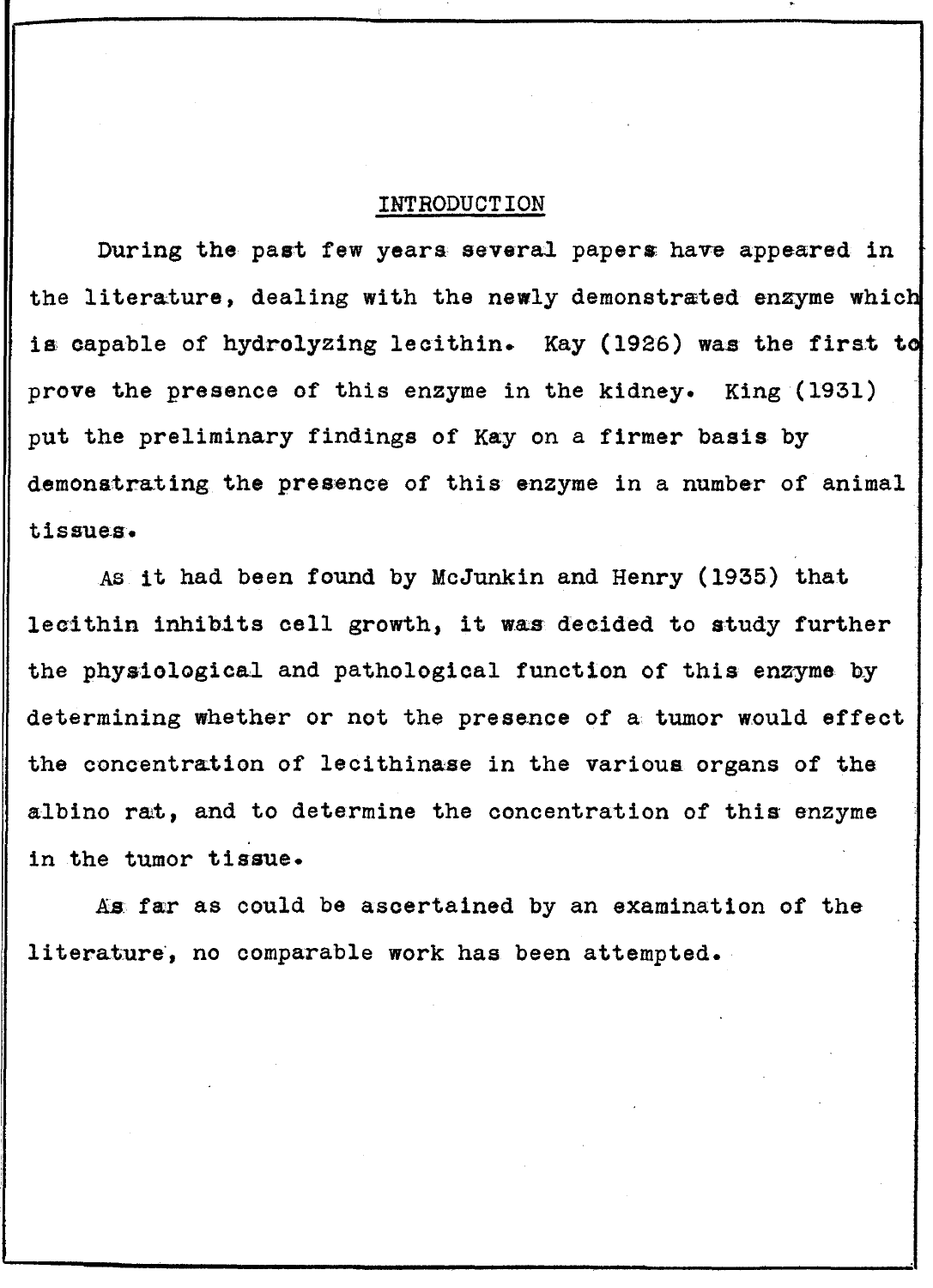## INTRODUCTION

During the past few years several papers have appeared in the literature, dealing with the newly demonstrated enzyme which is capable of hydrolyzing lecithin. Kay (1926) was the first to prove the presence of this enzyme in the kidney. King (1931) put the preliminary findings of Kay on a firmer basis by demonstrating the presence of this enzyme in a number of animal tissues.

As it had been found by McJunkin and Henry (1935) that lecithin inhibits cell growth, it was decided to study further the physiological and pathological function of this enzyme by determining whether or not the presence of a tumor would effect the concentration of lecithinase in the various organs of the albino rat, and to determine the concentration of this enzyme in the tumor tissue.

As far as could be ascertained by an examination of the literature, no comparable work has been attempted.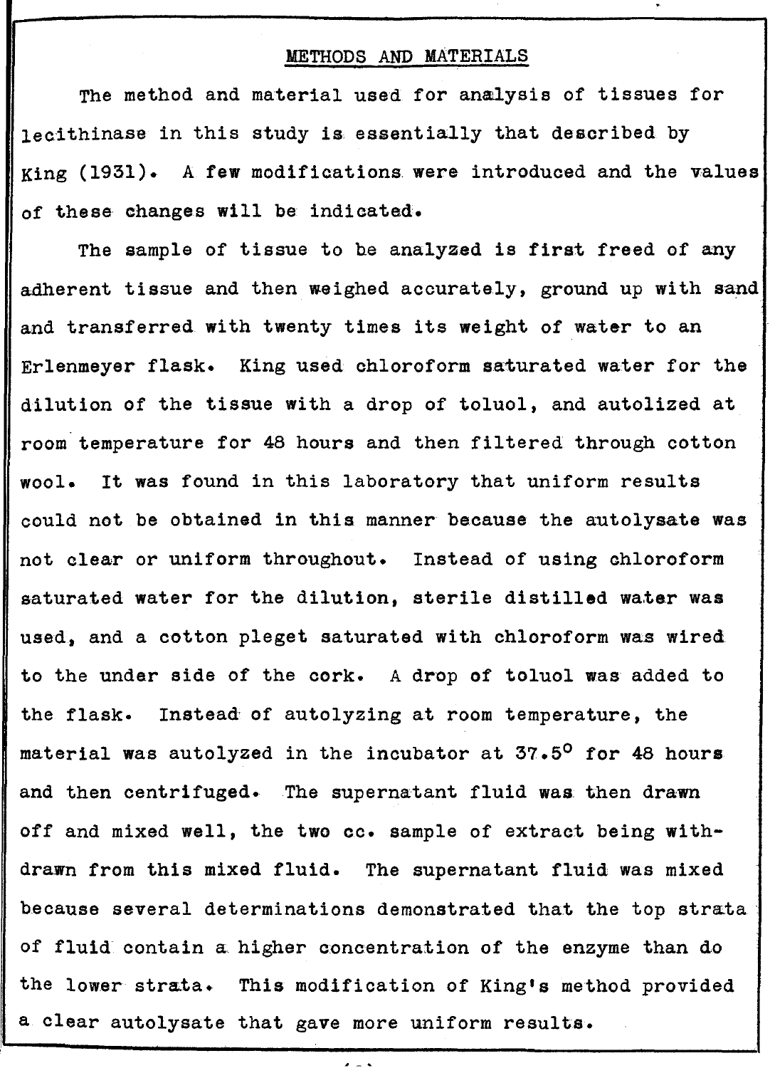## METHODS AND MATERIALS

The method and material used for analysis of tissues for lecithinase in this study is essentially that described by King (1931). A few modifications were introduced and the values of these changes will be indicated.

The sample of tissue to be analyzed is first freed of any adherent tissue and then weighed accurately, ground up with sand and transferred with twenty times its weight of water to an Erlenmeyer flask. King used chloroform saturated water for the dilution of the tissue with a drop of toluol, and autolized at room temperature for 48 hours and then filtered through cotton wool. It was found in this laboratory that uniform results could not be obtained in this manner because the autolysate was not clear or uniform throughout. Instead of using chloroform saturated water for the dilution, sterile distilled water was used, and a cotton pleget saturated with chloroform was wired to the under side of the cork. A drop of toluol was added to the flask. Instead of autolyzing at room temperature, the material was autolyzed in the incubator at 37.5$^{\circ}$ for 48 hours and then centrifuged. The supernatant fluid was then drawn off and mixed well, the two cc. sample of extract being withdrawn from this mixed fluid. The supernatant fluid was mixed because several determinations demonstrated that the top strata of fluid contain a higher concentration of the enzyme than do the lower strata. This modification of King's method provided a clear autolysate that gave more uniform results.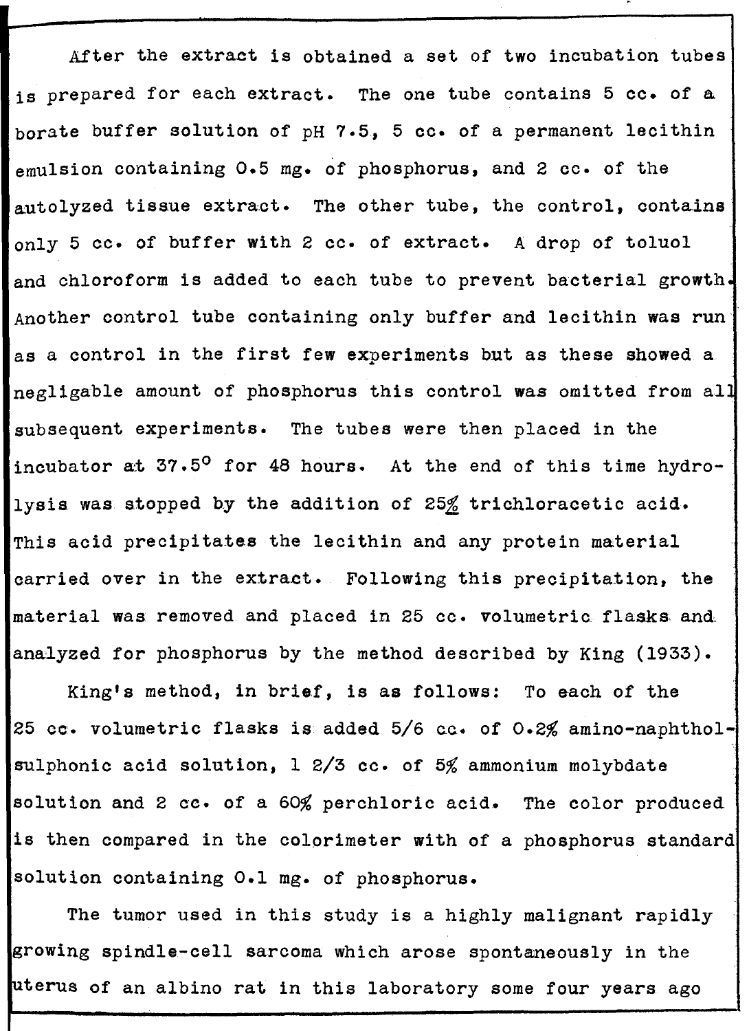After the extract is obtained a set of two incubation tubes is prepared for each extract. The one tube contains 5 cc. of a borate buffer solution of pH 7.5, 5 cc. of a permanent lecithin emulsion containing 0.5 mg. of phosphorus, and 2 cc. of the autolyzed tissue extract. The other tube, the control, contains only 5 cc. of buffer with 2 cc. of extract. A drop of toluol and chloroform is added to each tube to prevent bacterial growth. Another control tube containing only buffer and lecithin was run as a control in the first few experiments but as these showed a negligable amount of phosphorus this control was omitted from all subsequent experiments. The tubes were then placed in the incubator at 37.5° for 48 hours. At the end of this time hydrolysis was stopped by the addition of 25% trichloracetic acid. This acid precipitates the lecithin and any protein material carried over in the extract. Following this precipitation, the material was removed and placed in 25 cc. volumetric flasks and analyzed for phosphorus by the method described by King (1933).

King's method, in brief, is as follows: To each of the 25 cc. volumetric flasks is added 5/6 cc. of 0.2% amino-naphthol-sulphonic acid solution, 1 2/3 cc. of 5% ammonium molybdate solution and 2 cc. of a 60% perchloric acid. The color produced is then compared in the colorimeter with of a phosphorus standard solution containing 0.1 mg. of phosphorus.

The tumor used in this study is a highly malignant rapidly growing spindle-cell sarcoma which arose spontaneously in the uterus of an albino rat in this laboratory some four years ago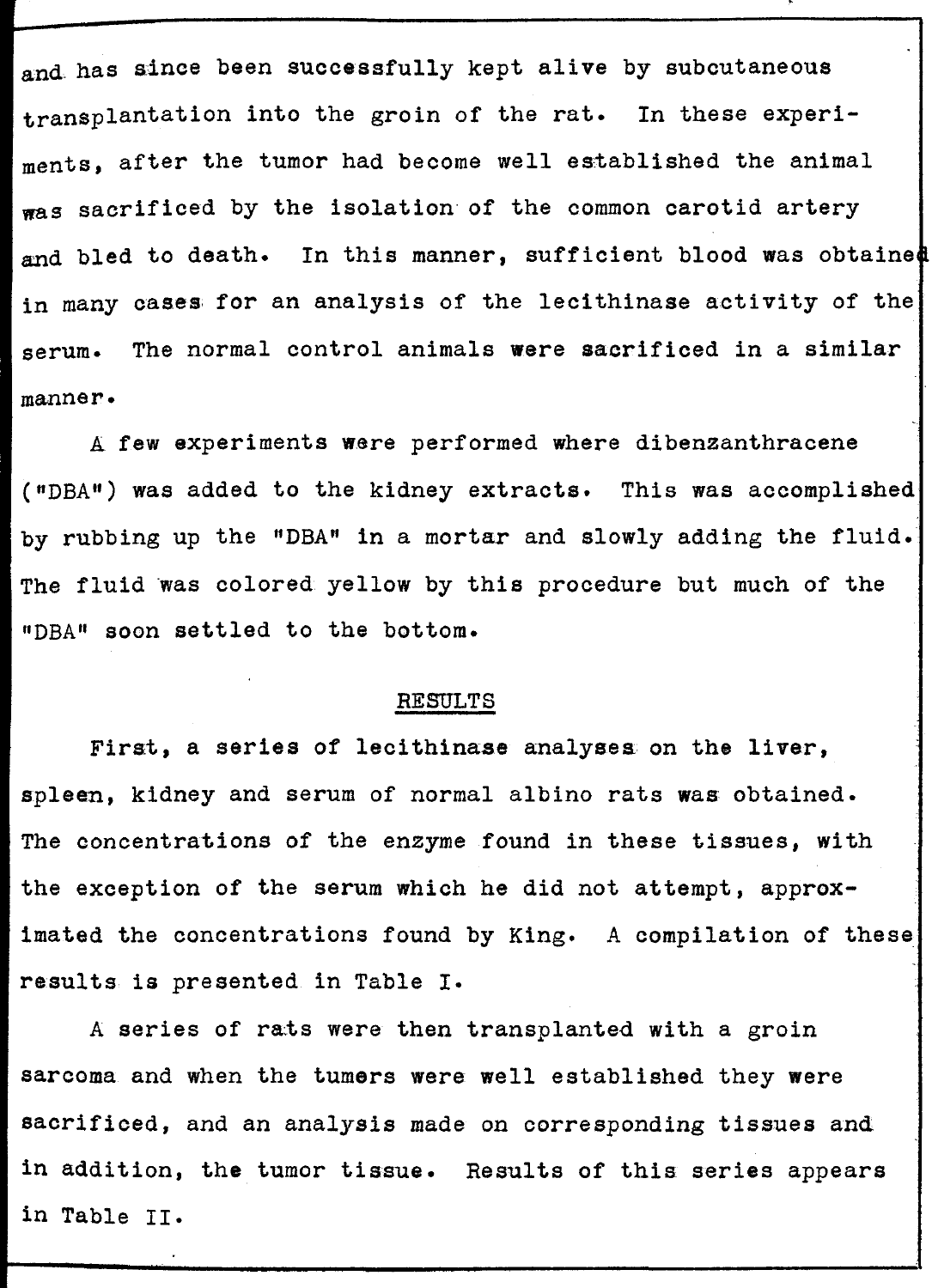and has since been successfully kept alive by subcutaneous transplantation into the groin of the rat. In these experiments, after the tumor had become well established the animal was sacrificed by the isolation of the common carotid artery and bled to death. In this manner, sufficient blood was obtained in many cases for an analysis of the lecithinase activity of the serum. The normal control animals were sacrificed in a similar manner.

A few experiments were performed where dibenzanthracene ("DBA") was added to the kidney extracts. This was accomplished by rubbing up the "DBA" in a mortar and slowly adding the fluid. The fluid was colored yellow by this procedure but much of the "DBA" soon settled to the bottom.

## RESULTS

First, a series of lecithinase analyses on the liver, spleen, kidney and serum of normal albino rats was obtained. The concentrations of the enzyme found in these tissues, with the exception of the serum which he did not attempt, approximated the concentrations found by King. A compilation of these results is presented in Table I.

A series of rats were then transplanted with a groin sarcoma and when the tumers were well established they were sacrificed, and an analysis made on corresponding tissues and in addition, the tumor tissue. Results of this series appears in Table II.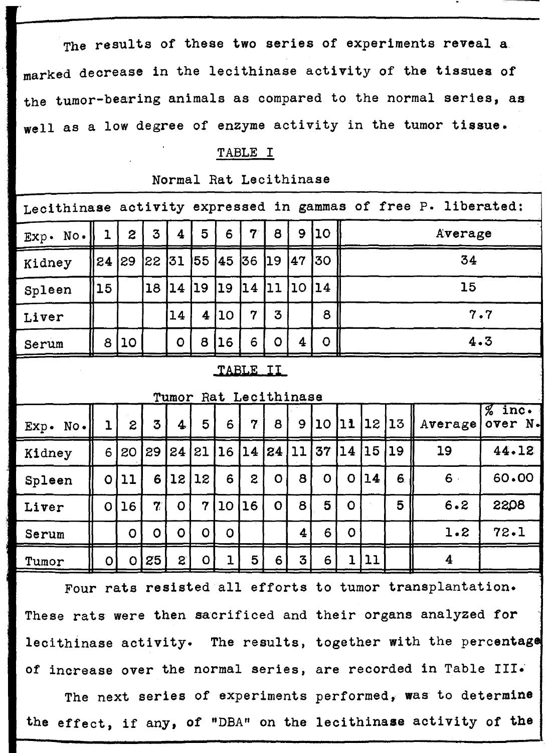The results of these two series of experiments reveal a marked decrease in the lecithinase activity of the tissues of the tumor-bearing animals as compared to the normal series, as well as a low degree of enzyme activity in the tumor tissue.

TABLE I

Normal Rat Lecithinase

Lecithinase activity expressed in gammas of free P. liberated:

| Exp. No. | 1 | 2 | 3 | 4 | 5 | 6 | 7 | 8 | 9 | 10 | Average |
|---|---|---|---|---|---|---|---|---|---|---|---|
| Kidney | 24 | 29 | 22 | 31 | 55 | 45 | 36 | 19 | 47 | 30 | 34 |
| Spleen | 15 | | 18 | 14 | 19 | 19 | 14 | 11 | 10 | 14 | 15 |
| Liver | | | | 14 | 4 | 10 | 7 | 3 | | 8 | 7.7 |
| Serum | 8 | 10 | | 0 | 8 | 16 | 6 | 0 | 4 | 0 | 4.3 |

TABLE II

Tumor Rat Lecithinase

| Exp. No. | 1 | 2 | 3 | 4 | 5 | 6 | 7 | 8 | 9 | 10 | 11 | 12 | 13 | Average | % inc. over N. |
|---|---|---|---|---|---|---|---|---|---|---|---|---|---|---|---|
| Kidney | 6 | 20 | 29 | 24 | 21 | 16 | 14 | 24 | 11 | 37 | 14 | 15 | 19 | 19 | 44.12 |
| Spleen | 0 | 11 | 6 | 12 | 12 | 6 | 2 | 0 | 8 | 0 | 0 | 14 | 6 | 6 | 60.00 |
| Liver | 0 | 16 | 7 | 0 | 7 | 10 | 16 | 0 | 8 | 5 | 0 | | 5 | 6.2 | 22.08 |
| Serum | | 0 | 0 | 0 | 0 | 0 | | | 4 | 6 | 0 | | | 1.2 | 72.1 |
| Tumor | 0 | 0 | 25 | 2 | 0 | 1 | 5 | 6 | 3 | 6 | 1 | 11 | | 4 | |

Four rats resisted all efforts to tumor transplantation. These rats were then sacrificed and their organs analyzed for lecithinase activity. The results, together with the percentage of increase over the normal series, are recorded in Table III.

The next series of experiments performed, was to determine the effect, if any, of "DBA" on the lecithinase activity of the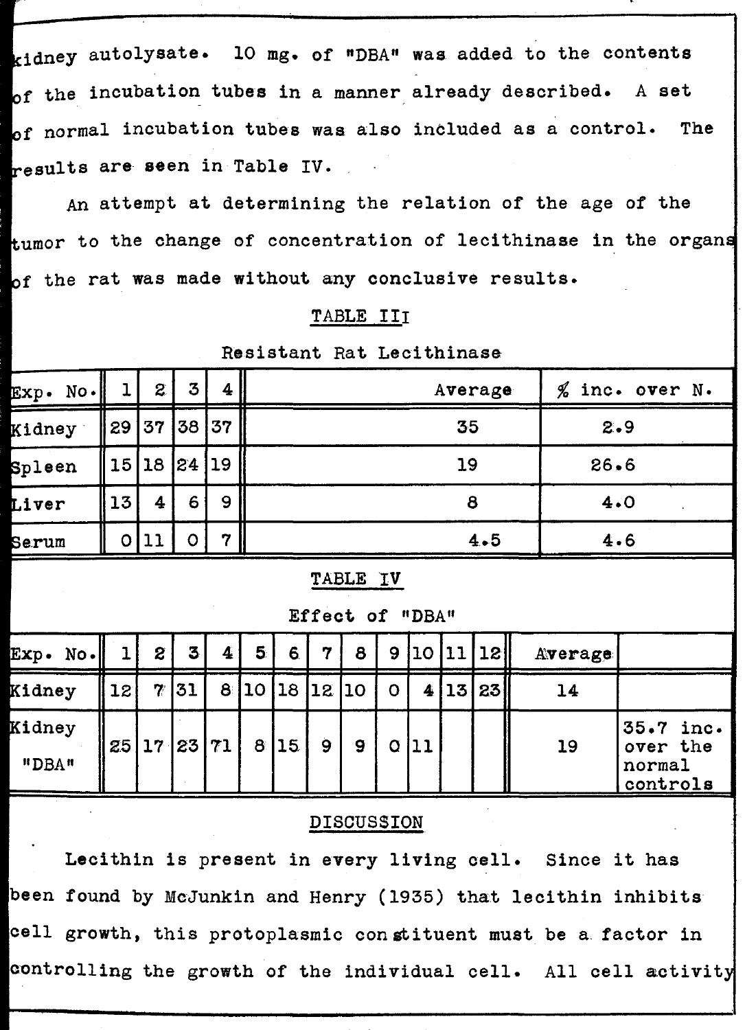kidney autolysate. 10 mg. of "DBA" was added to the contents of the incubation tubes in a manner already described. A set of normal incubation tubes was also included as a control. The results are seen in Table IV.

An attempt at determining the relation of the age of the tumor to the change of concentration of lecithinase in the organs of the rat was made without any conclusive results.

TABLE III

Resistant Rat Lecithinase

| Exp. No. | 1 | 2 | 3 | 4 | Average | % inc. over N. |
|---|---|---|---|---|---|---|
| Kidney | 29 | 37 | 38 | 37 | 35 | 2.9 |
| Spleen | 15 | 18 | 24 | 19 | 19 | 26.6 |
| Liver | 13 | 4 | 6 | 9 | 8 | 4.0 |
| Serum | 0 | 11 | 0 | 7 | 4.5 | 4.6 |

TABLE IV

Effect of "DBA"

| Exp. No. | 1 | 2 | 3 | 4 | 5 | 6 | 7 | 8 | 9 | 10 | 11 | 12 | Average | |
|---|---|---|---|---|---|---|---|---|---|---|---|---|---|---|
| Kidney | 12 | 7 | 31 | 8 | 10 | 18 | 12 | 10 | 0 | 4 | 13 | 23 | 14 | |
| Kidney "DBA" | 25 | 17 | 23 | 71 | 8 | 15 | 9 | 9 | 0 | 11 | | | 19 | 35.7 inc. over the normal controls |

## DISCUSSION

Lecithin is present in every living cell. Since it has been found by McJunkin and Henry (1935) that lecithin inhibits cell growth, this protoplasmic constituent must be a factor in controlling the growth of the individual cell. All cell activity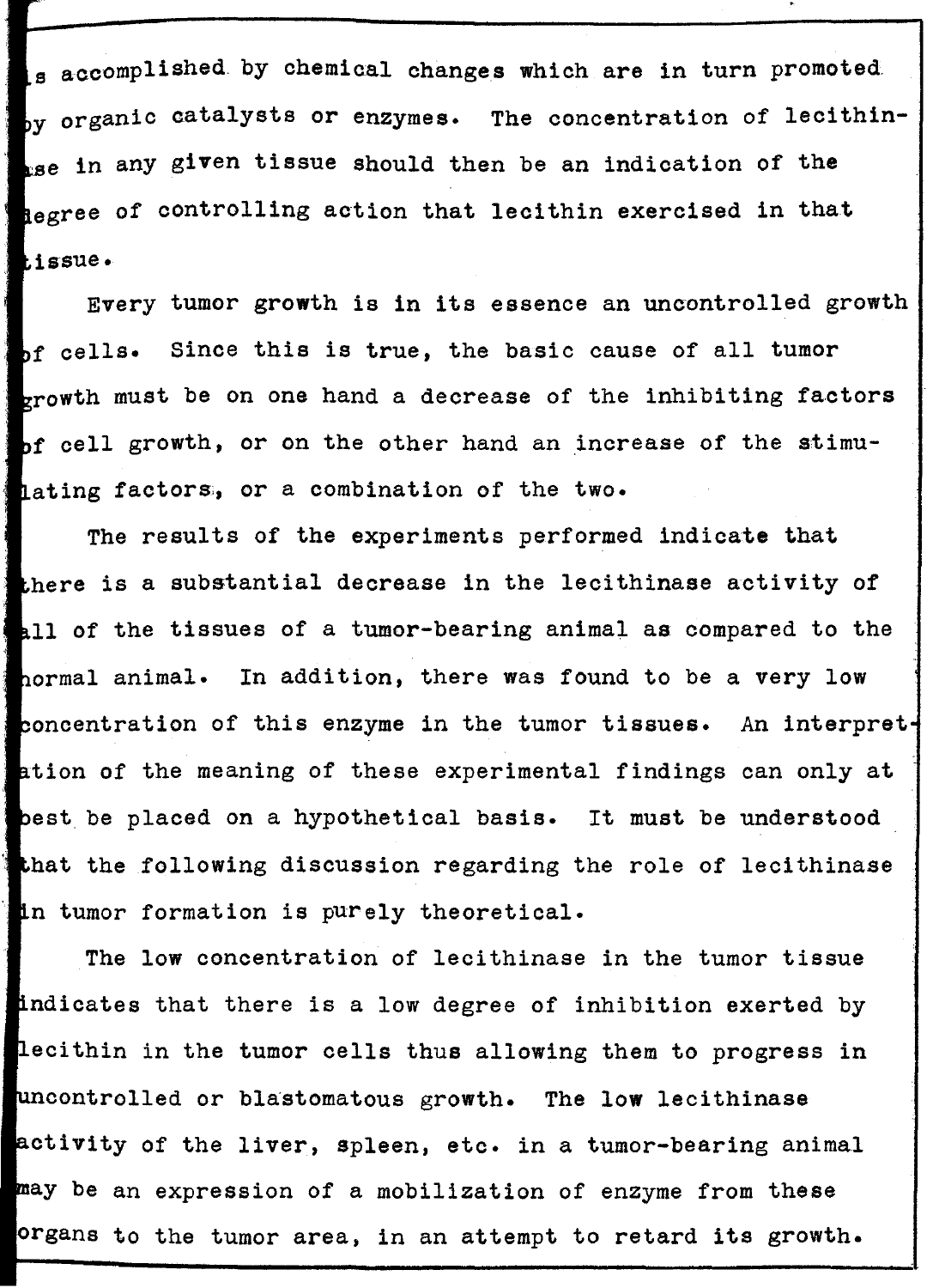is accomplished by chemical changes which are in turn promoted by organic catalysts or enzymes. The concentration of lecithinase in any given tissue should then be an indication of the degree of controlling action that lecithin exercised in that tissue.

Every tumor growth is in its essence an uncontrolled growth of cells. Since this is true, the basic cause of all tumor growth must be on one hand a decrease of the inhibiting factors of cell growth, or on the other hand an increase of the stimulating factors, or a combination of the two.

The results of the experiments performed indicate that there is a substantial decrease in the lecithinase activity of all of the tissues of a tumor-bearing animal as compared to the normal animal. In addition, there was found to be a very low concentration of this enzyme in the tumor tissues. An interpretation of the meaning of these experimental findings can only at best be placed on a hypothetical basis. It must be understood that the following discussion regarding the role of lecithinase in tumor formation is purely theoretical.

The low concentration of lecithinase in the tumor tissue indicates that there is a low degree of inhibition exerted by lecithin in the tumor cells thus allowing them to progress in uncontrolled or blastomatous growth. The low lecithinase activity of the liver, spleen, etc. in a tumor-bearing animal may be an expression of a mobilization of enzyme from these organs to the tumor area, in an attempt to retard its growth.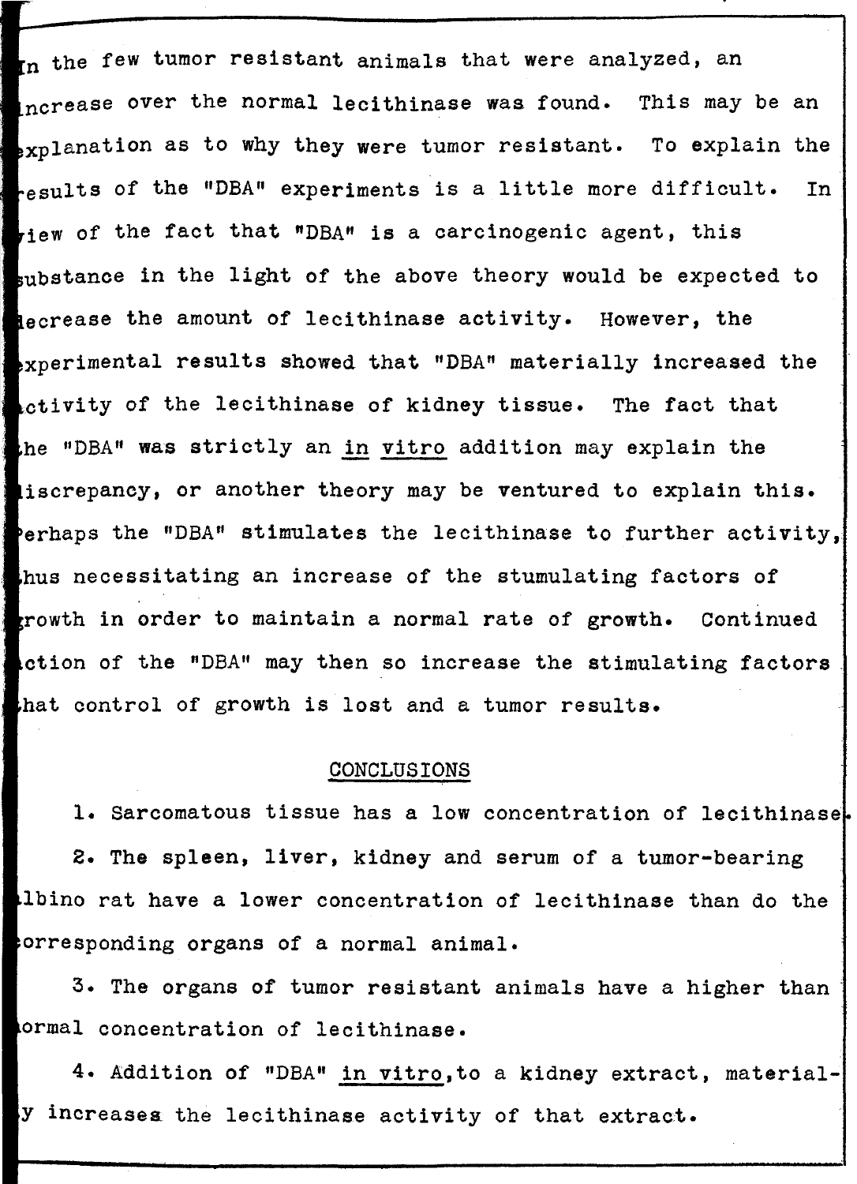In the few tumor resistant animals that were analyzed, an increase over the normal lecithinase was found. This may be an explanation as to why they were tumor resistant. To explain the results of the "DBA" experiments is a little more difficult. In view of the fact that "DBA" is a carcinogenic agent, this substance in the light of the above theory would be expected to decrease the amount of lecithinase activity. However, the experimental results showed that "DBA" materially increased the activity of the lecithinase of kidney tissue. The fact that the "DBA" was strictly an *in vitro* addition may explain the discrepancy, or another theory may be ventured to explain this. Perhaps the "DBA" stimulates the lecithinase to further activity, thus necessitating an increase of the stumulating factors of growth in order to maintain a normal rate of growth. Continued action of the "DBA" may then so increase the stimulating factors that control of growth is lost and a tumor results.

## CONCLUSIONS

1. Sarcomatous tissue has a low concentration of lecithinase.
2. The spleen, liver, kidney and serum of a tumor-bearing albino rat have a lower concentration of lecithinase than do the corresponding organs of a normal animal.
3. The organs of tumor resistant animals have a higher than normal concentration of lecithinase.
4. Addition of "DBA" *in vitro*, to a kidney extract, materially increases the lecithinase activity of that extract.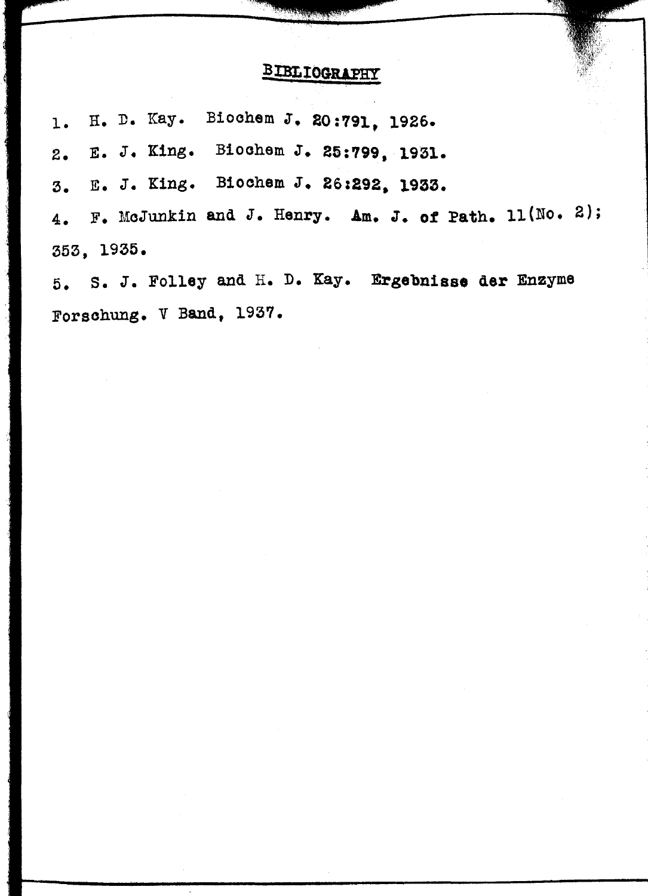# BIBLIOGRAPHY

1. H. D. Kay. Biochem J. 20:791, 1926.
2. E. J. King. Biochem J. 25:799, 1931.
3. E. J. King. Biochem J. 26:292, 1933.
4. F. McJunkin and J. Henry. Am. J. of Path. 11(No. 2); 353, 1935.
5. S. J. Folley and H. D. Kay. Ergebnisse der Enzyme Forschung. V Band, 1937.